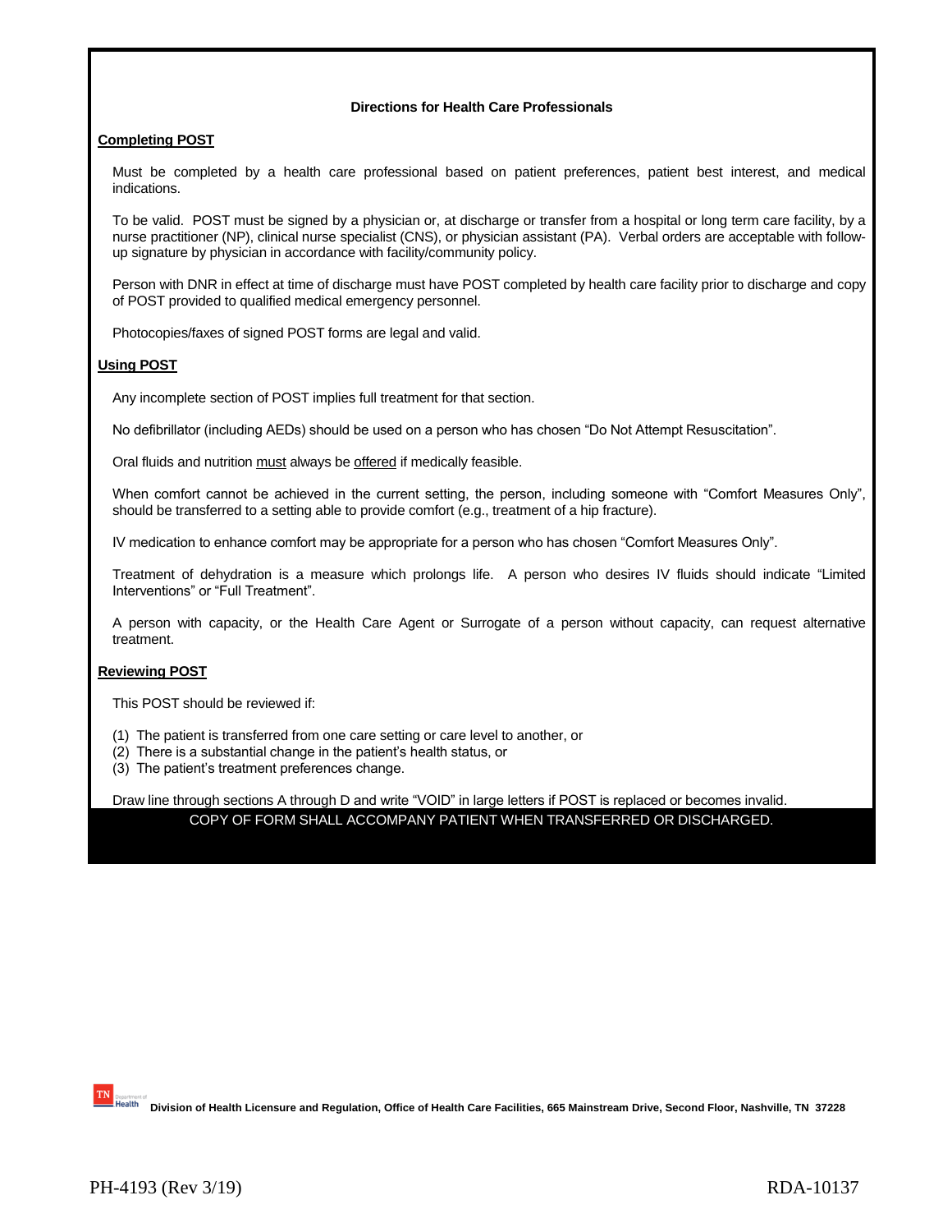**Directions for Health Care Professionals**

**Completing POST**

Must be completed by a health care professional based on patient preferences, patient best interest, and medical indications.

To be valid. POST must be signed by a physician or, at discharge or transfer from a hospital or long term care facility, by a nurse practitioner (NP), clinical nurse specialist (CNS), or physician assistant (PA). Verbal orders are acceptable with follow-up signature by physician in accordance with facility/community policy.

Person with DNR in effect at time of discharge must have POST completed by health care facility prior to discharge and copy of POST provided to qualified medical emergency personnel.

Photocopies/faxes of signed POST forms are legal and valid.

**Using POST**

Any incomplete section of POST implies full treatment for that section.

No defibrillator (including AEDs) should be used on a person who has chosen "Do Not Attempt Resuscitation".

Oral fluids and nutrition must always be offered if medically feasible.

When comfort cannot be achieved in the current setting, the person, including someone with "Comfort Measures Only", should be transferred to a setting able to provide comfort (e.g., treatment of a hip fracture).

IV medication to enhance comfort may be appropriate for a person who has chosen "Comfort Measures Only".

Treatment of dehydration is a measure which prolongs life. A person who desires IV fluids should indicate "Limited Interventions" or "Full Treatment".

A person with capacity, or the Health Care Agent or Surrogate of a person without capacity, can request alternative treatment.

**Reviewing POST**

This POST should be reviewed if:

(1) The patient is transferred from one care setting or care level to another, or
(2) There is a substantial change in the patient's health status, or
(3) The patient's treatment preferences change.

Draw line through sections A through D and write "VOID" in large letters if POST is replaced or becomes invalid.

COPY OF FORM SHALL ACCOMPANY PATIENT WHEN TRANSFERRED OR DISCHARGED.

**Division of Health Licensure and Regulation, Office of Health Care Facilities, 665 Mainstream Drive, Second Floor, Nashville, TN 37228**

PH-4193 (Rev 3/19) RDA-10137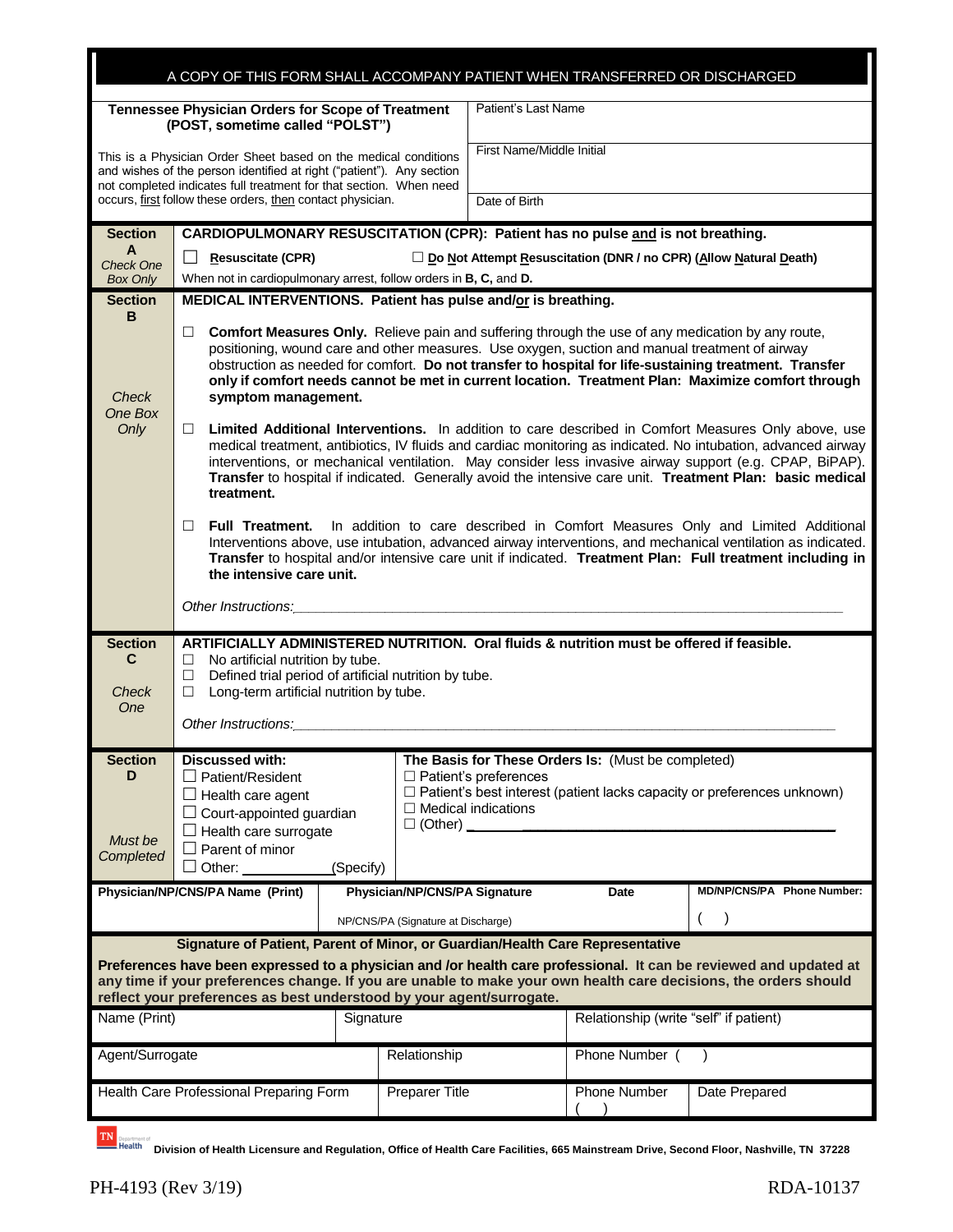A COPY OF THIS FORM SHALL ACCOMPANY PATIENT WHEN TRANSFERRED OR DISCHARGED

| **Tennessee Physician Orders for Scope of Treatment (POST, sometime called "POLST")** | Patient's Last Name |
|---|---|
| | First Name/Middle Initial |
| This is a Physician Order Sheet based on the medical conditions and wishes of the person identified at right ("patient"). Any section not completed indicates full treatment for that section. When need occurs, first follow these orders, then contact physician. | Date of Birth |

| | |
|---|---|
| **Section A** *Check One Box Only* | **CARDIOPULMONARY RESUSCITATION (CPR): Patient has no pulse and is not breathing.** ☐ **Resuscitate (CPR)** ☐ **Do Not Attempt Resuscitation (DNR / no CPR) (Allow Natural Death)** When not in cardiopulmonary arrest, follow orders in **B, C,** and **D.** |
| **Section B** *Check One Box Only* | **MEDICAL INTERVENTIONS. Patient has pulse and/or is breathing.** ☐ **Comfort Measures Only.** Relieve pain and suffering through the use of any medication by any route, positioning, wound care and other measures. Use oxygen, suction and manual treatment of airway obstruction as needed for comfort. **Do not transfer to hospital for life-sustaining treatment. Transfer only if comfort needs cannot be met in current location. Treatment Plan: Maximize comfort through symptom management.** ☐ **Limited Additional Interventions.** In addition to care described in Comfort Measures Only above, use medical treatment, antibiotics, IV fluids and cardiac monitoring as indicated. No intubation, advanced airway interventions, or mechanical ventilation. May consider less invasive airway support (e.g. CPAP, BiPAP). **Transfer** to hospital if indicated. Generally avoid the intensive care unit. **Treatment Plan: basic medical treatment.** ☐ **Full Treatment.** In addition to care described in Comfort Measures Only and Limited Additional Interventions above, use intubation, advanced airway interventions, and mechanical ventilation as indicated. **Transfer** to hospital and/or intensive care unit if indicated. **Treatment Plan: Full treatment including in the intensive care unit.** *Other Instructions:*\_\_\_\_\_\_\_\_\_\_\_\_\_\_\_\_\_\_\_\_\_\_\_\_\_\_\_\_\_\_\_\_\_\_\_\_\_\_\_\_ |
| **Section C** *Check One* | **ARTIFICIALLY ADMINISTERED NUTRITION. Oral fluids & nutrition must be offered if feasible.** ☐ No artificial nutrition by tube. ☐ Defined trial period of artificial nutrition by tube. ☐ Long-term artificial nutrition by tube. *Other Instructions:*\_\_\_\_\_\_\_\_\_\_\_\_\_\_\_\_\_\_\_\_\_\_\_\_\_\_\_\_\_\_\_\_\_\_\_\_\_\_\_\_ |
| **Section D** *Must be Completed* | **Discussed with:** ☐ Patient/Resident ☐ Health care agent ☐ Court-appointed guardian ☐ Health care surrogate ☐ Parent of minor ☐ Other: \_\_\_\_\_\_\_\_\_\_(Specify) — **The Basis for These Orders Is:** (Must be completed) ☐ Patient's preferences ☐ Patient's best interest (patient lacks capacity or preferences unknown) ☐ Medical indications ☐ (Other) \_\_\_\_\_\_\_\_\_\_\_\_\_\_\_\_\_\_\_\_ |

| **Physician/NP/CNS/PA Name (Print)** | **Physician/NP/CNS/PA Signature** | **Date** | **MD/NP/CNS/PA Phone Number:** |
|---|---|---|---|
| | NP/CNS/PA (Signature at Discharge) | | ( ) |

**Signature of Patient, Parent of Minor, or Guardian/Health Care Representative**

**Preferences have been expressed to a physician and /or health care professional. It can be reviewed and updated at any time if your preferences change. If you are unable to make your own health care decisions, the orders should reflect your preferences as best understood by your agent/surrogate.**

| Name (Print) | Signature | Relationship (write "self" if patient) | |
|---|---|---|---|
| Agent/Surrogate | Relationship | Phone Number ( ) | |
| Health Care Professional Preparing Form | Preparer Title | Phone Number ( ) | Date Prepared |

Division of Health Licensure and Regulation, Office of Health Care Facilities, 665 Mainstream Drive, Second Floor, Nashville, TN 37228

PH-4193 (Rev 3/19) RDA-10137